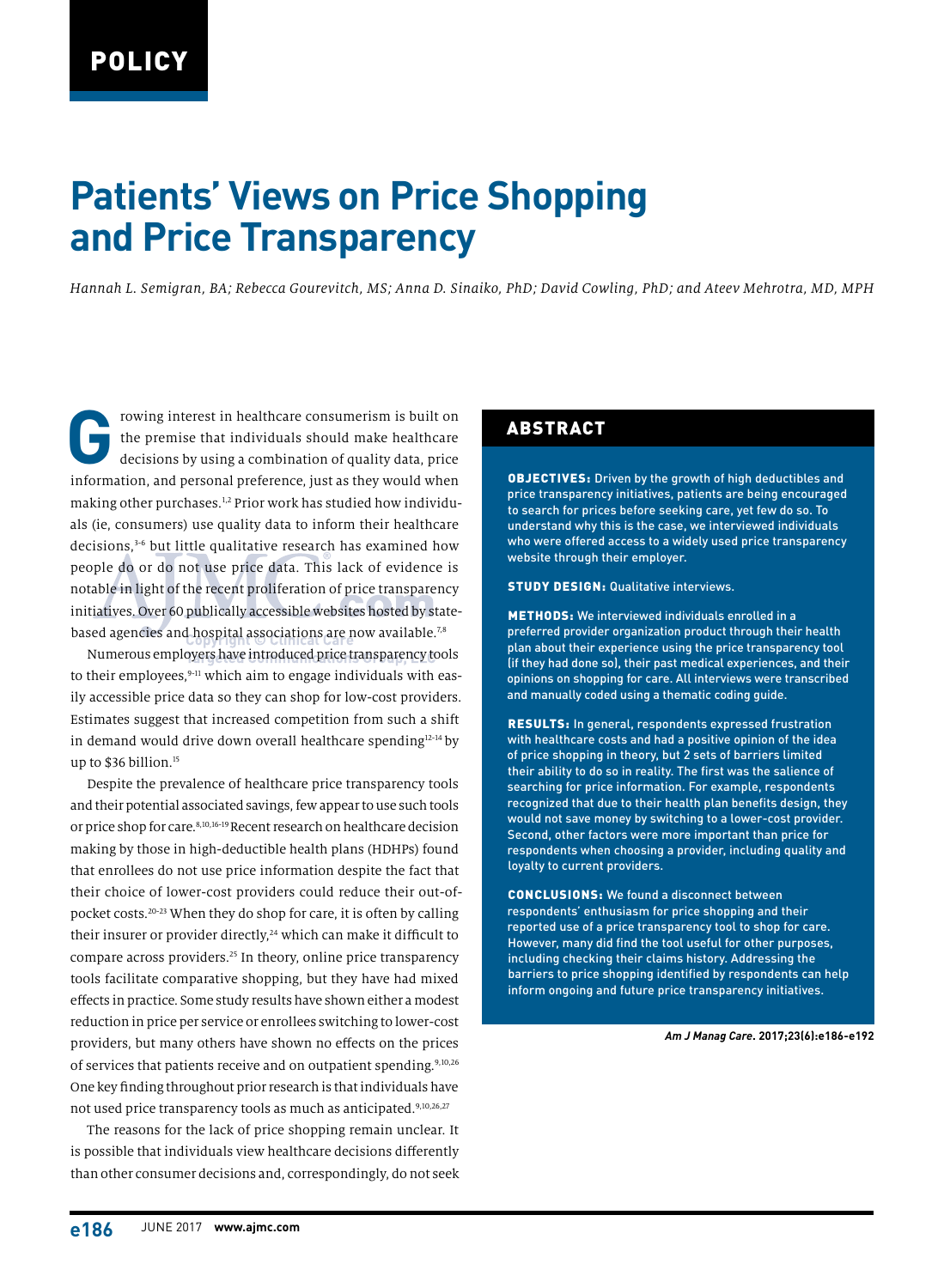POLICY

# Patients' Views on Price Shopping and Price Transparency

*Hannah L. Semigran, BA; Rebecca Gourevitch, MS; Anna D. Sinaiko, PhD; David Cowling, PhD; and Ateev Mehrotra, MD, MPH*

## ABSTRACT

**OBJECTIVES:** Driven by the growth of high deductibles and price transparency initiatives, patients are being encouraged to search for prices before seeking care, yet few do so. To understand why this is the case, we interviewed individuals who were offered access to a widely used price transparency website through their employer.

**STUDY DESIGN:** Qualitative interviews.

**METHODS:** We interviewed individuals enrolled in a preferred provider organization product through their health plan about their experience using the price transparency tool (if they had done so), their past medical experiences, and their opinions on shopping for care. All interviews were transcribed and manually coded using a thematic coding guide.

**RESULTS:** In general, respondents expressed frustration with healthcare costs and had a positive opinion of the idea of price shopping in theory, but 2 sets of barriers limited their ability to do so in reality. The first was the salience of searching for price information. For example, respondents recognized that due to their health plan benefits design, they would not save money by switching to a lower-cost provider. Second, other factors were more important than price for respondents when choosing a provider, including quality and loyalty to current providers.

**CONCLUSIONS:** We found a disconnect between respondents' enthusiasm for price shopping and their reported use of a price transparency tool to shop for care. However, many did find the tool useful for other purposes, including checking their claims history. Addressing the barriers to price shopping identified by respondents can help inform ongoing and future price transparency initiatives.

*Am J Manag Care.* 2017;23(6):e186-e192

Growing interest in healthcare consumerism is built on the premise that individuals should make healthcare decisions by using a combination of quality data, price information, and personal preference, just as they would when making other purchases.[1,2] Prior work has studied how individuals (ie, consumers) use quality data to inform their healthcare decisions,[3-6] but little qualitative research has examined how people do or do not use price data. This lack of evidence is notable in light of the recent proliferation of price transparency initiatives. Over 60 publically accessible websites hosted by state-based agencies and hospital associations are now available.[7,8]

Numerous employers have introduced price transparency tools to their employees,[9-11] which aim to engage individuals with easily accessible price data so they can shop for low-cost providers. Estimates suggest that increased competition from such a shift in demand would drive down overall healthcare spending[12-14] by up to $36 billion.[15]

Despite the prevalence of healthcare price transparency tools and their potential associated savings, few appear to use such tools or price shop for care.[8,10,16-19] Recent research on healthcare decision making by those in high-deductible health plans (HDHPs) found that enrollees do not use price information despite the fact that their choice of lower-cost providers could reduce their out-of-pocket costs.[20-23] When they do shop for care, it is often by calling their insurer or provider directly,[24] which can make it difficult to compare across providers.[25] In theory, online price transparency tools facilitate comparative shopping, but they have had mixed effects in practice. Some study results have shown either a modest reduction in price per service or enrollees switching to lower-cost providers, but many others have shown no effects on the prices of services that patients receive and on outpatient spending.[9,10,26] One key finding throughout prior research is that individuals have not used price transparency tools as much as anticipated.[9,10,26,27]

The reasons for the lack of price shopping remain unclear. It is possible that individuals view healthcare decisions differently than other consumer decisions and, correspondingly, do not seek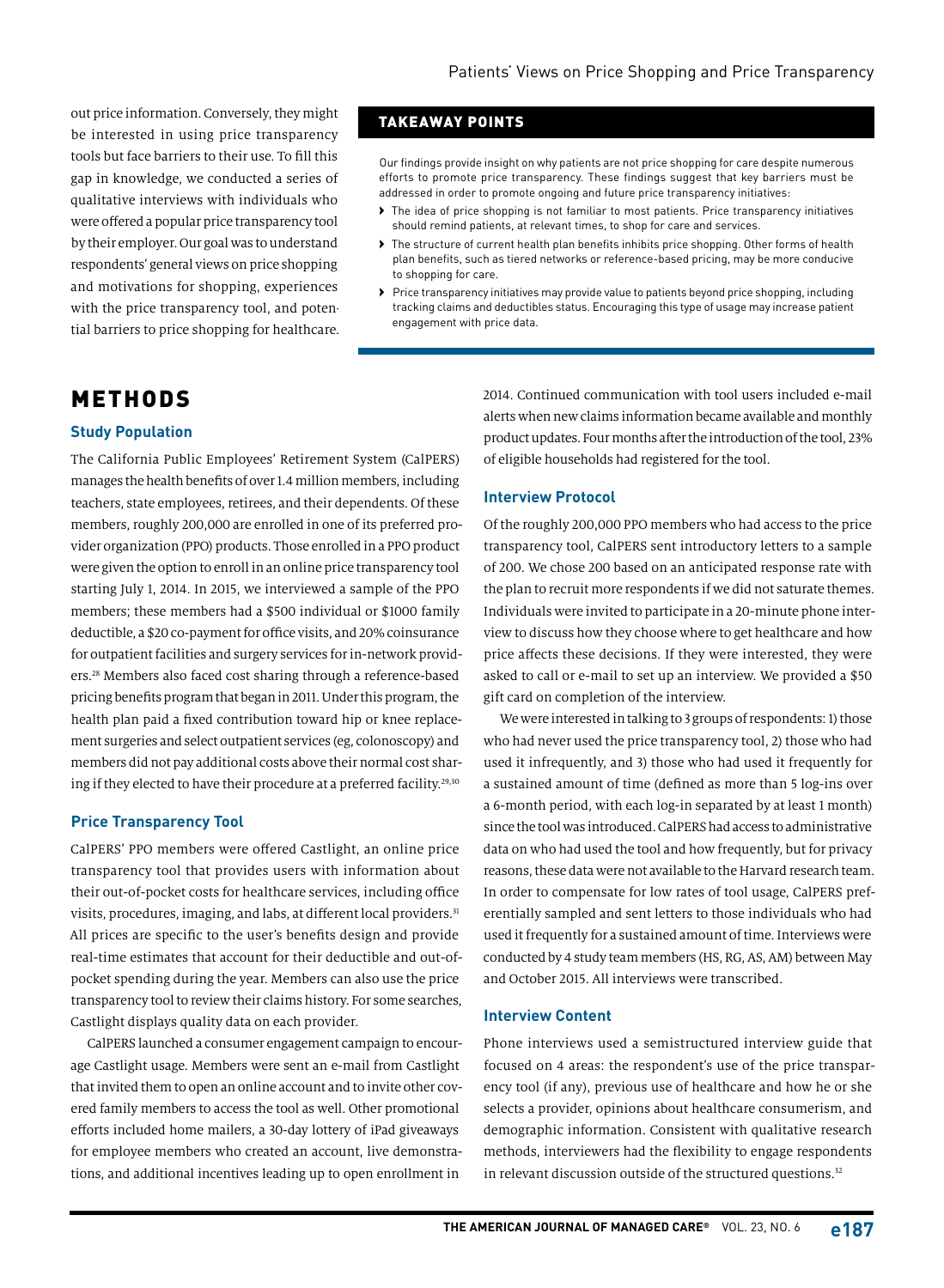out price information. Conversely, they might be interested in using price transparency tools but face barriers to their use. To fill this gap in knowledge, we conducted a series of qualitative interviews with individuals who were offered a popular price transparency tool by their employer. Our goal was to understand respondents' general views on price shopping and motivations for shopping, experiences with the price transparency tool, and potential barriers to price shopping for healthcare.

## TAKEAWAY POINTS

Our findings provide insight on why patients are not price shopping for care despite numerous efforts to promote price transparency. These findings suggest that key barriers must be addressed in order to promote ongoing and future price transparency initiatives:

- The idea of price shopping is not familiar to most patients. Price transparency initiatives should remind patients, at relevant times, to shop for care and services.
- The structure of current health plan benefits inhibits price shopping. Other forms of health plan benefits, such as tiered networks or reference-based pricing, may be more conducive to shopping for care.
- Price transparency initiatives may provide value to patients beyond price shopping, including tracking claims and deductibles status. Encouraging this type of usage may increase patient engagement with price data.

# METHODS

### Study Population

The California Public Employees' Retirement System (CalPERS) manages the health benefits of over 1.4 million members, including teachers, state employees, retirees, and their dependents. Of these members, roughly 200,000 are enrolled in one of its preferred provider organization (PPO) products. Those enrolled in a PPO product were given the option to enroll in an online price transparency tool starting July 1, 2014. In 2015, we interviewed a sample of the PPO members; these members had a $500 individual or $1000 family deductible, a $20 co-payment for office visits, and 20% coinsurance for outpatient facilities and surgery services for in-network providers.[28] Members also faced cost sharing through a reference-based pricing benefits program that began in 2011. Under this program, the health plan paid a fixed contribution toward hip or knee replacement surgeries and select outpatient services (eg, colonoscopy) and members did not pay additional costs above their normal cost sharing if they elected to have their procedure at a preferred facility.[29,30]

### Price Transparency Tool

CalPERS' PPO members were offered Castlight, an online price transparency tool that provides users with information about their out-of-pocket costs for healthcare services, including office visits, procedures, imaging, and labs, at different local providers.[31] All prices are specific to the user's benefits design and provide real-time estimates that account for their deductible and out-of-pocket spending during the year. Members can also use the price transparency tool to review their claims history. For some searches, Castlight displays quality data on each provider.

CalPERS launched a consumer engagement campaign to encourage Castlight usage. Members were sent an e-mail from Castlight that invited them to open an online account and to invite other covered family members to access the tool as well. Other promotional efforts included home mailers, a 30-day lottery of iPad giveaways for employee members who created an account, live demonstrations, and additional incentives leading up to open enrollment in 2014. Continued communication with tool users included e-mail alerts when new claims information became available and monthly product updates. Four months after the introduction of the tool, 23% of eligible households had registered for the tool.

### Interview Protocol

Of the roughly 200,000 PPO members who had access to the price transparency tool, CalPERS sent introductory letters to a sample of 200. We chose 200 based on an anticipated response rate with the plan to recruit more respondents if we did not saturate themes. Individuals were invited to participate in a 20-minute phone interview to discuss how they choose where to get healthcare and how price affects these decisions. If they were interested, they were asked to call or e-mail to set up an interview. We provided a $50 gift card on completion of the interview.

We were interested in talking to 3 groups of respondents: 1) those who had never used the price transparency tool, 2) those who had used it infrequently, and 3) those who had used it frequently for a sustained amount of time (defined as more than 5 log-ins over a 6-month period, with each log-in separated by at least 1 month) since the tool was introduced. CalPERS had access to administrative data on who had used the tool and how frequently, but for privacy reasons, these data were not available to the Harvard research team. In order to compensate for low rates of tool usage, CalPERS preferentially sampled and sent letters to those individuals who had used it frequently for a sustained amount of time. Interviews were conducted by 4 study team members (HS, RG, AS, AM) between May and October 2015. All interviews were transcribed.

### Interview Content

Phone interviews used a semistructured interview guide that focused on 4 areas: the respondent's use of the price transparency tool (if any), previous use of healthcare and how he or she selects a provider, opinions about healthcare consumerism, and demographic information. Consistent with qualitative research methods, interviewers had the flexibility to engage respondents in relevant discussion outside of the structured questions.[32]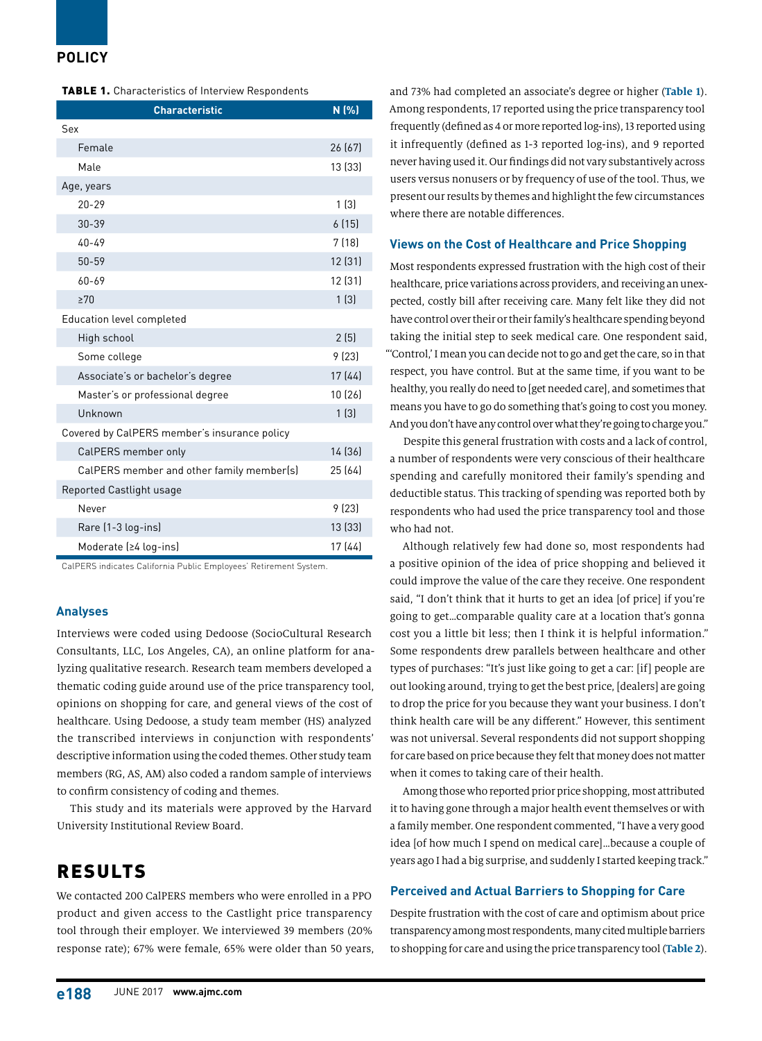**TABLE 1.** Characteristics of Interview Respondents

| Characteristic | N (%) |
|---|---|
| Sex | |
| Female | 26 (67) |
| Male | 13 (33) |
| Age, years | |
| 20-29 | 1 (3) |
| 30-39 | 6 (15) |
| 40-49 | 7 (18) |
| 50-59 | 12 (31) |
| 60-69 | 12 (31) |
| ≥70 | 1 (3) |
| Education level completed | |
| High school | 2 (5) |
| Some college | 9 (23) |
| Associate's or bachelor's degree | 17 (44) |
| Master's or professional degree | 10 (26) |
| Unknown | 1 (3) |
| Covered by CalPERS member's insurance policy | |
| CalPERS member only | 14 (36) |
| CalPERS member and other family member(s) | 25 (64) |
| Reported Castlight usage | |
| Never | 9 (23) |
| Rare (1-3 log-ins) | 13 (33) |
| Moderate (≥4 log-ins) | 17 (44) |

CalPERS indicates California Public Employees' Retirement System.

### Analyses

Interviews were coded using Dedoose (SocioCultural Research Consultants, LLC, Los Angeles, CA), an online platform for analyzing qualitative research. Research team members developed a thematic coding guide around use of the price transparency tool, opinions on shopping for care, and general views of the cost of healthcare. Using Dedoose, a study team member (HS) analyzed the transcribed interviews in conjunction with respondents' descriptive information using the coded themes. Other study team members (RG, AS, AM) also coded a random sample of interviews to confirm consistency of coding and themes.

This study and its materials were approved by the Harvard University Institutional Review Board.

## RESULTS

We contacted 200 CalPERS members who were enrolled in a PPO product and given access to the Castlight price transparency tool through their employer. We interviewed 39 members (20% response rate); 67% were female, 65% were older than 50 years, and 73% had completed an associate's degree or higher (**Table 1**). Among respondents, 17 reported using the price transparency tool frequently (defined as 4 or more reported log-ins), 13 reported using it infrequently (defined as 1-3 reported log-ins), and 9 reported never having used it. Our findings did not vary substantively across users versus nonusers or by frequency of use of the tool. Thus, we present our results by themes and highlight the few circumstances where there are notable differences.

### Views on the Cost of Healthcare and Price Shopping

Most respondents expressed frustration with the high cost of their healthcare, price variations across providers, and receiving an unexpected, costly bill after receiving care. Many felt like they did not have control over their or their family's healthcare spending beyond taking the initial step to seek medical care. One respondent said, "'Control,' I mean you can decide not to go and get the care, so in that respect, you have control. But at the same time, if you want to be healthy, you really do need to [get needed care], and sometimes that means you have to go do something that's going to cost you money. And you don't have any control over what they're going to charge you."

Despite this general frustration with costs and a lack of control, a number of respondents were very conscious of their healthcare spending and carefully monitored their family's spending and deductible status. This tracking of spending was reported both by respondents who had used the price transparency tool and those who had not.

Although relatively few had done so, most respondents had a positive opinion of the idea of price shopping and believed it could improve the value of the care they receive. One respondent said, "I don't think that it hurts to get an idea [of price] if you're going to get…comparable quality care at a location that's gonna cost you a little bit less; then I think it is helpful information." Some respondents drew parallels between healthcare and other types of purchases: "It's just like going to get a car: [if] people are out looking around, trying to get the best price, [dealers] are going to drop the price for you because they want your business. I don't think health care will be any different." However, this sentiment was not universal. Several respondents did not support shopping for care based on price because they felt that money does not matter when it comes to taking care of their health.

Among those who reported prior price shopping, most attributed it to having gone through a major health event themselves or with a family member. One respondent commented, "I have a very good idea [of how much I spend on medical care]…because a couple of years ago I had a big surprise, and suddenly I started keeping track."

### Perceived and Actual Barriers to Shopping for Care

Despite frustration with the cost of care and optimism about price transparency among most respondents, many cited multiple barriers to shopping for care and using the price transparency tool (**Table 2**).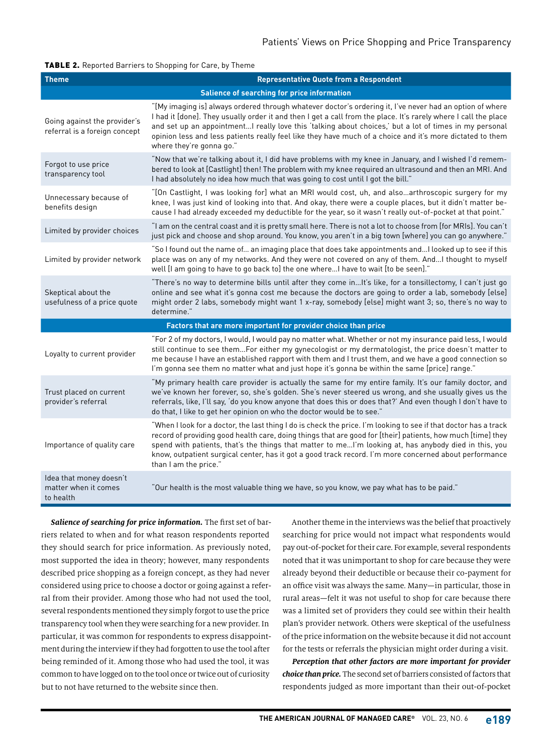**TABLE 2.** Reported Barriers to Shopping for Care, by Theme

| Theme | Representative Quote from a Respondent |
|---|---|
| **Salience of searching for price information** | |
| Going against the provider's referral is a foreign concept | "[My imaging is] always ordered through whatever doctor's ordering it, I've never had an option of where I had it [done]. They usually order it and then I get a call from the place. It's rarely where I call the place and set up an appointment...I really love this 'talking about choices,' but a lot of times in my personal opinion less and less patients really feel like they have much of a choice and it's more dictated to them where they're gonna go." |
| Forgot to use price transparency tool | "Now that we're talking about it, I did have problems with my knee in January, and I wished I'd remembered to look at [Castlight] then! The problem with my knee required an ultrasound and then an MRI. And I had absolutely no idea how much that was going to cost until I got the bill." |
| Unnecessary because of benefits design | "[On Castlight, I was looking for] what an MRI would cost, uh, and also...arthroscopic surgery for my knee, I was just kind of looking into that. And okay, there were a couple places, but it didn't matter because I had already exceeded my deductible for the year, so it wasn't really out-of-pocket at that point." |
| Limited by provider choices | "I am on the central coast and it is pretty small here. There is not a lot to choose from [for MRIs]. You can't just pick and choose and shop around. You know, you aren't in a big town [where] you can go anywhere." |
| Limited by provider network | "So I found out the name of... an imaging place that does take appointments and...I looked up to see if this place was on any of my networks. And they were not covered on any of them. And...I thought to myself well [I am going to have to go back to] the one where...I have to wait [to be seen]." |
| Skeptical about the usefulness of a price quote | "There's no way to determine bills until after they come in...It's like, for a tonsillectomy, I can't just go online and see what it's gonna cost me because the doctors are going to order a lab, somebody [else] might order 2 labs, somebody might want 1 x-ray, somebody [else] might want 3; so, there's no way to determine." |
| **Factors that are more important for provider choice than price** | |
| Loyalty to current provider | "For 2 of my doctors, I would, I would pay no matter what. Whether or not my insurance paid less, I would still continue to see them...For either my gynecologist or my dermatologist, the price doesn't matter to me because I have an established rapport with them and I trust them, and we have a good connection so I'm gonna see them no matter what and just hope it's gonna be within the same [price] range." |
| Trust placed on current provider's referral | "My primary health care provider is actually the same for my entire family. It's our family doctor, and we've known her forever, so, she's golden. She's never steered us wrong, and she usually gives us the referrals, like, I'll say, 'do you know anyone that does this or does that?' And even though I don't have to do that, I like to get her opinion on who the doctor would be to see." |
| Importance of quality care | "When I look for a doctor, the last thing I do is check the price. I'm looking to see if that doctor has a track record of providing good health care, doing things that are good for [their] patients, how much [time] they spend with patients, that's the things that matter to me...I'm looking at, has anybody died in this, you know, outpatient surgical center, has it got a good track record. I'm more concerned about performance than I am the price." |
| Idea that money doesn't matter when it comes to health | "Our health is the most valuable thing we have, so you know, we pay what has to be paid." |

***Salience of searching for price information.*** The first set of barriers related to when and for what reason respondents reported they should search for price information. As previously noted, most supported the idea in theory; however, many respondents described price shopping as a foreign concept, as they had never considered using price to choose a doctor or going against a referral from their provider. Among those who had not used the tool, several respondents mentioned they simply forgot to use the price transparency tool when they were searching for a new provider. In particular, it was common for respondents to express disappointment during the interview if they had forgotten to use the tool after being reminded of it. Among those who had used the tool, it was common to have logged on to the tool once or twice out of curiosity but to not have returned to the website since then.

Another theme in the interviews was the belief that proactively searching for price would not impact what respondents would pay out-of-pocket for their care. For example, several respondents noted that it was unimportant to shop for care because they were already beyond their deductible or because their co-payment for an office visit was always the same. Many—in particular, those in rural areas—felt it was not useful to shop for care because there was a limited set of providers they could see within their health plan's provider network. Others were skeptical of the usefulness of the price information on the website because it did not account for the tests or referrals the physician might order during a visit.

***Perception that other factors are more important for provider choice than price.*** The second set of barriers consisted of factors that respondents judged as more important than their out-of-pocket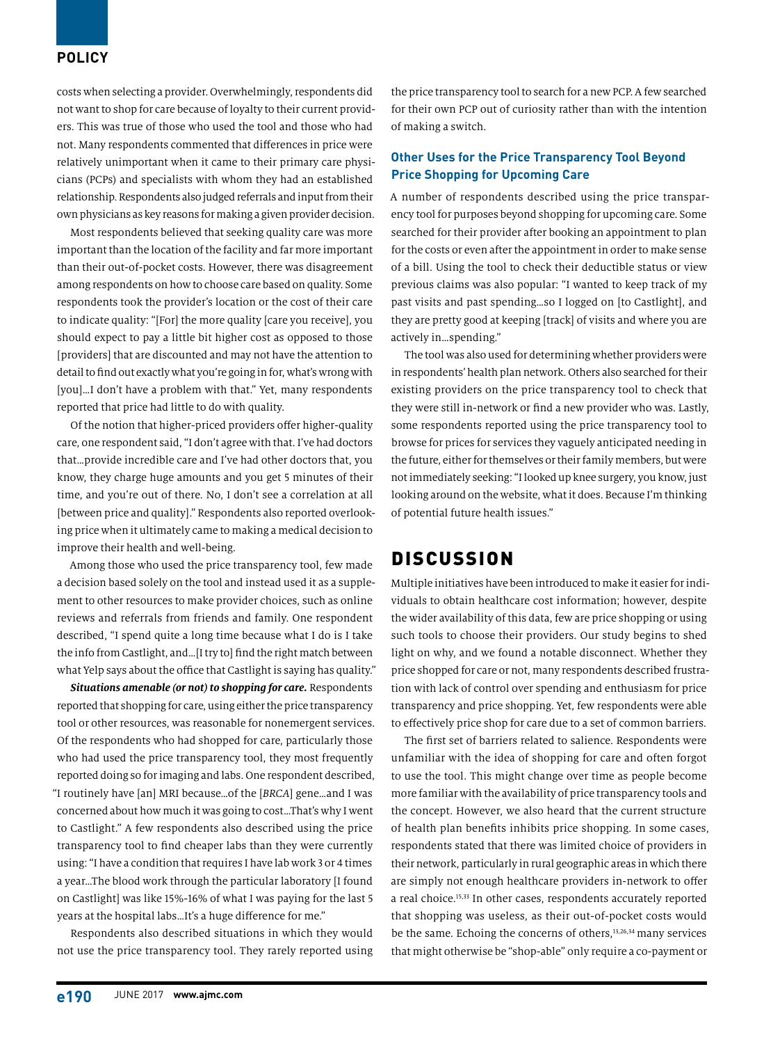costs when selecting a provider. Overwhelmingly, respondents did not want to shop for care because of loyalty to their current providers. This was true of those who used the tool and those who had not. Many respondents commented that differences in price were relatively unimportant when it came to their primary care physicians (PCPs) and specialists with whom they had an established relationship. Respondents also judged referrals and input from their own physicians as key reasons for making a given provider decision.

Most respondents believed that seeking quality care was more important than the location of the facility and far more important than their out-of-pocket costs. However, there was disagreement among respondents on how to choose care based on quality. Some respondents took the provider's location or the cost of their care to indicate quality: "[For] the more quality [care you receive], you should expect to pay a little bit higher cost as opposed to those [providers] that are discounted and may not have the attention to detail to find out exactly what you're going in for, what's wrong with [you]…I don't have a problem with that." Yet, many respondents reported that price had little to do with quality.

Of the notion that higher-priced providers offer higher-quality care, one respondent said, "I don't agree with that. I've had doctors that…provide incredible care and I've had other doctors that, you know, they charge huge amounts and you get 5 minutes of their time, and you're out of there. No, I don't see a correlation at all [between price and quality]." Respondents also reported overlooking price when it ultimately came to making a medical decision to improve their health and well-being.

Among those who used the price transparency tool, few made a decision based solely on the tool and instead used it as a supplement to other resources to make provider choices, such as online reviews and referrals from friends and family. One respondent described, "I spend quite a long time because what I do is I take the info from Castlight, and…[I try to] find the right match between what Yelp says about the office that Castlight is saying has quality."

***Situations amenable (or not) to shopping for care.*** Respondents reported that shopping for care, using either the price transparency tool or other resources, was reasonable for nonemergent services. Of the respondents who had shopped for care, particularly those who had used the price transparency tool, they most frequently reported doing so for imaging and labs. One respondent described, "I routinely have [an] MRI because…of the [*BRCA*] gene…and I was concerned about how much it was going to cost…That's why I went to Castlight." A few respondents also described using the price transparency tool to find cheaper labs than they were currently using: "I have a condition that requires I have lab work 3 or 4 times a year…The blood work through the particular laboratory [I found on Castlight] was like 15%-16% of what I was paying for the last 5 years at the hospital labs…It's a huge difference for me."

Respondents also described situations in which they would not use the price transparency tool. They rarely reported using the price transparency tool to search for a new PCP. A few searched for their own PCP out of curiosity rather than with the intention of making a switch.

### Other Uses for the Price Transparency Tool Beyond Price Shopping for Upcoming Care

A number of respondents described using the price transparency tool for purposes beyond shopping for upcoming care. Some searched for their provider after booking an appointment to plan for the costs or even after the appointment in order to make sense of a bill. Using the tool to check their deductible status or view previous claims was also popular: "I wanted to keep track of my past visits and past spending…so I logged on [to Castlight], and they are pretty good at keeping [track] of visits and where you are actively in…spending."

The tool was also used for determining whether providers were in respondents' health plan network. Others also searched for their existing providers on the price transparency tool to check that they were still in-network or find a new provider who was. Lastly, some respondents reported using the price transparency tool to browse for prices for services they vaguely anticipated needing in the future, either for themselves or their family members, but were not immediately seeking: "I looked up knee surgery, you know, just looking around on the website, what it does. Because I'm thinking of potential future health issues."

## DISCUSSION

Multiple initiatives have been introduced to make it easier for individuals to obtain healthcare cost information; however, despite the wider availability of this data, few are price shopping or using such tools to choose their providers. Our study begins to shed light on why, and we found a notable disconnect. Whether they price shopped for care or not, many respondents described frustration with lack of control over spending and enthusiasm for price transparency and price shopping. Yet, few respondents were able to effectively price shop for care due to a set of common barriers.

The first set of barriers related to salience. Respondents were unfamiliar with the idea of shopping for care and often forgot to use the tool. This might change over time as people become more familiar with the availability of price transparency tools and the concept. However, we also heard that the current structure of health plan benefits inhibits price shopping. In some cases, respondents stated that there was limited choice of providers in their network, particularly in rural geographic areas in which there are simply not enough healthcare providers in-network to offer a real choice.[15,33] In other cases, respondents accurately reported that shopping was useless, as their out-of-pocket costs would be the same. Echoing the concerns of others,[13,26,34] many services that might otherwise be "shop-able" only require a co-payment or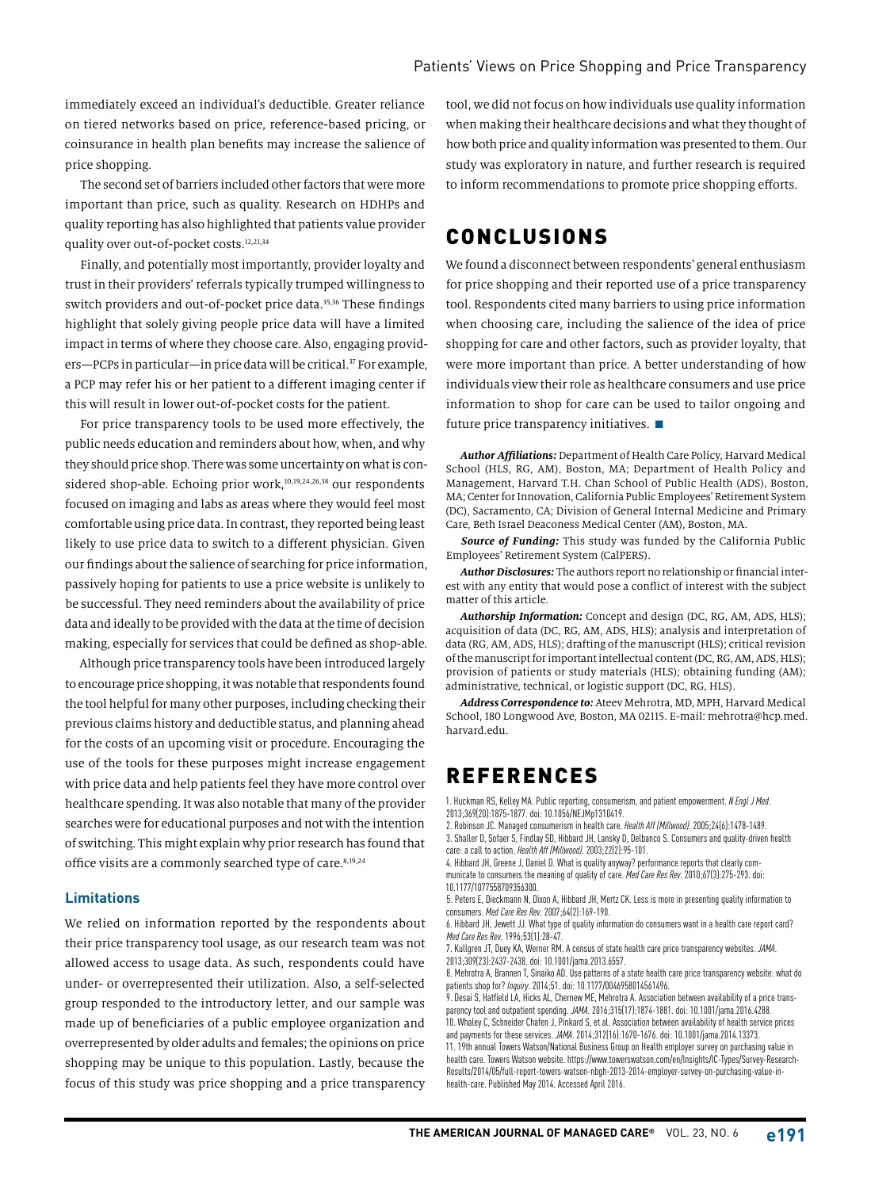immediately exceed an individual's deductible. Greater reliance on tiered networks based on price, reference-based pricing, or coinsurance in health plan benefits may increase the salience of price shopping.

The second set of barriers included other factors that were more important than price, such as quality. Research on HDHPs and quality reporting has also highlighted that patients value provider quality over out-of-pocket costs.[12,21,34]

Finally, and potentially most importantly, provider loyalty and trust in their providers' referrals typically trumped willingness to switch providers and out-of-pocket price data.[35,36] These findings highlight that solely giving people price data will have a limited impact in terms of where they choose care. Also, engaging providers—PCPs in particular—in price data will be critical.[37] For example, a PCP may refer his or her patient to a different imaging center if this will result in lower out-of-pocket costs for the patient.

For price transparency tools to be used more effectively, the public needs education and reminders about how, when, and why they should price shop. There was some uncertainty on what is considered shop-able. Echoing prior work,[10,19,24,26,38] our respondents focused on imaging and labs as areas where they would feel most comfortable using price data. In contrast, they reported being least likely to use price data to switch to a different physician. Given our findings about the salience of searching for price information, passively hoping for patients to use a price website is unlikely to be successful. They need reminders about the availability of price data and ideally to be provided with the data at the time of decision making, especially for services that could be defined as shop-able.

Although price transparency tools have been introduced largely to encourage price shopping, it was notable that respondents found the tool helpful for many other purposes, including checking their previous claims history and deductible status, and planning ahead for the costs of an upcoming visit or procedure. Encouraging the use of the tools for these purposes might increase engagement with price data and help patients feel they have more control over healthcare spending. It was also notable that many of the provider searches were for educational purposes and not with the intention of switching. This might explain why prior research has found that office visits are a commonly searched type of care.[8,19,24]

### Limitations

We relied on information reported by the respondents about their price transparency tool usage, as our research team was not allowed access to usage data. As such, respondents could have under- or overrepresented their utilization. Also, a self-selected group responded to the introductory letter, and our sample was made up of beneficiaries of a public employee organization and overrepresented by older adults and females; the opinions on price shopping may be unique to this population. Lastly, because the focus of this study was price shopping and a price transparency tool, we did not focus on how individuals use quality information when making their healthcare decisions and what they thought of how both price and quality information was presented to them. Our study was exploratory in nature, and further research is required to inform recommendations to promote price shopping efforts.

## CONCLUSIONS

We found a disconnect between respondents' general enthusiasm for price shopping and their reported use of a price transparency tool. Respondents cited many barriers to using price information when choosing care, including the salience of the idea of price shopping for care and other factors, such as provider loyalty, that were more important than price. A better understanding of how individuals view their role as healthcare consumers and use price information to shop for care can be used to tailor ongoing and future price transparency initiatives. ■

***Author Affiliations:*** Department of Health Care Policy, Harvard Medical School (HLS, RG, AM), Boston, MA; Department of Health Policy and Management, Harvard T.H. Chan School of Public Health (ADS), Boston, MA; Center for Innovation, California Public Employees' Retirement System (DC), Sacramento, CA; Division of General Internal Medicine and Primary Care, Beth Israel Deaconess Medical Center (AM), Boston, MA.

***Source of Funding:*** This study was funded by the California Public Employees' Retirement System (CalPERS).

***Author Disclosures:*** The authors report no relationship or financial interest with any entity that would pose a conflict of interest with the subject matter of this article.

***Authorship Information:*** Concept and design (DC, RG, AM, ADS, HLS); acquisition of data (DC, RG, AM, ADS, HLS); analysis and interpretation of data (RG, AM, ADS, HLS); drafting of the manuscript (HLS); critical revision of the manuscript for important intellectual content (DC, RG, AM, ADS, HLS); provision of patients or study materials (HLS); obtaining funding (AM); administrative, technical, or logistic support (DC, RG, HLS).

***Address Correspondence to:*** Ateev Mehrotra, MD, MPH, Harvard Medical School, 180 Longwood Ave, Boston, MA 02115. E-mail: mehrotra@hcp.med.harvard.edu.

## REFERENCES

1. Huckman RS, Kelley MA. Public reporting, consumerism, and patient empowerment. *N Engl J Med*. 2013;369(20):1875-1877. doi: 10.1056/NEJMp1310419.
2. Robinson JC. Managed consumerism in health care. *Health Aff (Millwood)*. 2005;24(6):1478-1489.
3. Shaller D, Sofaer S, Findlay SD, Hibbard JH, Lansky D, Delbanco S. Consumers and quality-driven health care: a call to action. *Health Aff (Millwood)*. 2003;22(2):95-101.
4. Hibbard JH, Greene J, Daniel D. What is quality anyway? performance reports that clearly communicate to consumers the meaning of quality of care. *Med Care Res Rev*. 2010;67(3):275-293. doi: 10.1177/1077558709356300.
5. Peters E, Dieckmann N, Dixon A, Hibbard JH, Mertz CK. Less is more in presenting quality information to consumers. *Med Care Res Rev*. 2007;64(2):169-190.
6. Hibbard JH, Jewett JJ. What type of quality information do consumers want in a health care report card? *Med Care Res Rev*. 1996;53(1):28-47.
7. Kullgren JT, Duey KA, Werner RM. A census of state health care price transparency websites. *JAMA*. 2013;309(23):2437-2438. doi: 10.1001/jama.2013.6557.
8. Mehrotra A, Brannen T, Sinaiko AD. Use patterns of a state health care price transparency website: what do patients shop for? *Inquiry*. 2014;51. doi: 10.1177/0046958014561496.
9. Desai S, Hatfield LA, Hicks AL, Chernew ME, Mehrotra A. Association between availability of a price transparency tool and outpatient spending. *JAMA*. 2016;315(17):1874-1881. doi: 10.1001/jama.2016.4288.
10. Whaley C, Schneider Chafen J, Pinkard S, et al. Association between availability of health service prices and payments for these services. *JAMA*. 2014;312(16):1670-1676. doi: 10.1001/jama.2014.13373.
11. 19th annual Towers Watson/National Business Group on Health employer survey on purchasing value in health care. Towers Watson website. https://www.towerswatson.com/en/Insights/IC-Types/Survey-Research-Results/2014/05/full-report-towers-watson-nbgh-2013-2014-employer-survey-on-purchasing-value-in-health-care. Published May 2014. Accessed April 2016.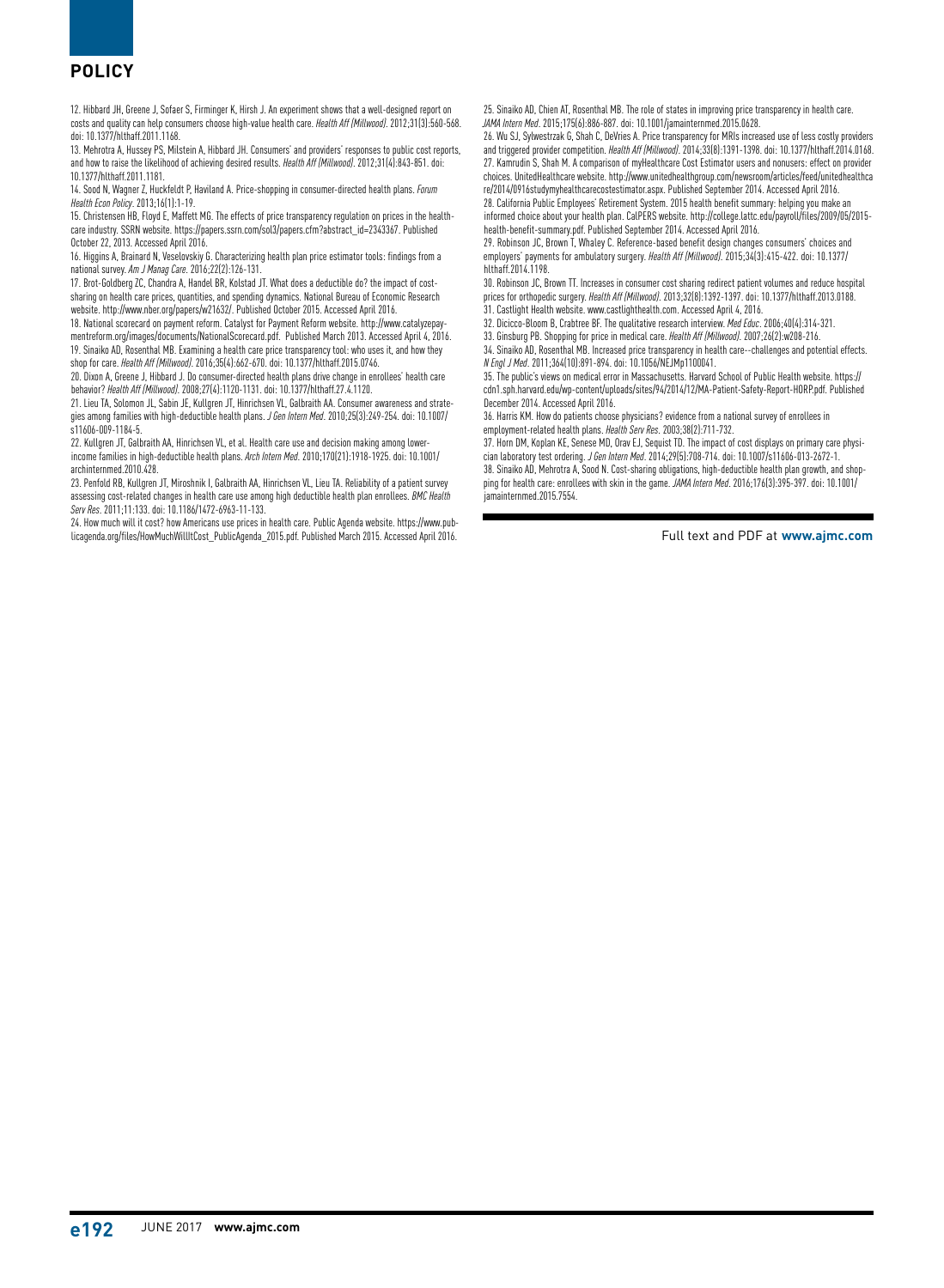12. Hibbard JH, Greene J, Sofaer S, Firminger K, Hirsh J. An experiment shows that a well-designed report on costs and quality can help consumers choose high-value health care. *Health Aff (Millwood)*. 2012;31(3):560-568. doi: 10.1377/hlthaff.2011.1168.

13. Mehrotra A, Hussey PS, Milstein A, Hibbard JH. Consumers' and providers' responses to public cost reports, and how to raise the likelihood of achieving desired results. *Health Aff (Millwood)*. 2012;31(4):843-851. doi: 10.1377/hlthaff.2011.1181.

14. Sood N, Wagner Z, Huckfeldt P, Haviland A. Price-shopping in consumer-directed health plans. *Forum Health Econ Policy*. 2013;16(1):1-19.

15. Christensen HB, Floyd E, Maffett MG. The effects of price transparency regulation on prices in the healthcare industry. SSRN website. https://papers.ssrn.com/sol3/papers.cfm?abstract_id=2343367. Published October 22, 2013. Accessed April 2016.

16. Higgins A, Brainard N, Veselovskiy G. Characterizing health plan price estimator tools: findings from a national survey. *Am J Manag Care*. 2016;22(2):126-131.

17. Brot-Goldberg ZC, Chandra A, Handel BR, Kolstad JT. What does a deductible do? the impact of cost-sharing on health care prices, quantities, and spending dynamics. National Bureau of Economic Research website. http://www.nber.org/papers/w21632/. Published October 2015. Accessed April 2016.

18. National scorecard on payment reform. Catalyst for Payment Reform website. http://www.catalyzepaymentreform.org/images/documents/NationalScorecard.pdf. Published March 2013. Accessed April 4, 2016.

19. Sinaiko AD, Rosenthal MB. Examining a health care price transparency tool: who uses it, and how they shop for care. *Health Aff (Millwood)*. 2016;35(4):662-670. doi: 10.1377/hlthaff.2015.0746.

20. Dixon A, Greene J, Hibbard J. Do consumer-directed health plans drive change in enrollees' health care behavior? *Health Aff (Millwood)*. 2008;27(4):1120-1131. doi: 10.1377/hlthaff.27.4.1120.

21. Lieu TA, Solomon JL, Sabin JE, Kullgren JT, Hinrichsen VL, Galbraith AA. Consumer awareness and strategies among families with high-deductible health plans. *J Gen Intern Med*. 2010;25(3):249-254. doi: 10.1007/s11606-009-1184-5.

22. Kullgren JT, Galbraith AA, Hinrichsen VL, et al. Health care use and decision making among lower-income families in high-deductible health plans. *Arch Intern Med*. 2010;170(21):1918-1925. doi: 10.1001/archinternmed.2010.428.

23. Penfold RB, Kullgren JT, Miroshnik I, Galbraith AA, Hinrichsen VL, Lieu TA. Reliability of a patient survey assessing cost-related changes in health care use among high deductible health plan enrollees. *BMC Health Serv Res*. 2011;11:133. doi: 10.1186/1472-6963-11-133.

24. How much will it cost? how Americans use prices in health care. Public Agenda website. https://www.publicagenda.org/files/HowMuchWillItCost_PublicAgenda_2015.pdf. Published March 2015. Accessed April 2016.

25. Sinaiko AD, Chien AT, Rosenthal MB. The role of states in improving price transparency in health care. *JAMA Intern Med*. 2015;175(6):886-887. doi: 10.1001/jamainternmed.2015.0628.

26. Wu SJ, Sylwestrzak G, Shah C, DeVries A. Price transparency for MRIs increased use of less costly providers and triggered provider competition. *Health Aff (Millwood)*. 2014;33(8):1391-1398. doi: 10.1377/hlthaff.2014.0168.

27. Kamrudin S, Shah M. A comparison of myHealthcare Cost Estimator users and nonusers: effect on provider choices. UnitedHealthcare website. http://www.unitedhealthgroup.com/newsroom/articles/feed/unitedhealthcare/2014/0916studymyhealthcarecostestimator.aspx. Published September 2014. Accessed April 2016.

28. California Public Employees' Retirement System. 2015 health benefit summary: helping you make an informed choice about your health plan. CalPERS website. http://college.lattc.edu/payroll/files/2009/05/2015-health-benefit-summary.pdf. Published September 2014. Accessed April 2016.

29. Robinson JC, Brown T, Whaley C. Reference-based benefit design changes consumers' choices and employers' payments for ambulatory surgery. *Health Aff (Millwood)*. 2015;34(3):415-422. doi: 10.1377/hlthaff.2014.1198.

30. Robinson JC, Brown TT. Increases in consumer cost sharing redirect patient volumes and reduce hospital prices for orthopedic surgery. *Health Aff (Millwood)*. 2013;32(8):1392-1397. doi: 10.1377/hlthaff.2013.0188.

31. Castlight Health website. www.castlighthealth.com. Accessed April 4, 2016.

32. Dicicco-Bloom B, Crabtree BF. The qualitative research interview. *Med Educ*. 2006;40(4):314-321.

33. Ginsburg PB. Shopping for price in medical care. *Health Aff (Millwood)*. 2007;26(2):w208-216.

34. Sinaiko AD, Rosenthal MB. Increased price transparency in health care--challenges and potential effects. *N Engl J Med*. 2011;364(10):891-894. doi: 10.1056/NEJMp1100041.

35. The public's views on medical error in Massachusetts. Harvard School of Public Health website. https://cdn1.sph.harvard.edu/wp-content/uploads/sites/94/2014/12/MA-Patient-Safety-Report-HORP.pdf. Published December 2014. Accessed April 2016.

36. Harris KM. How do patients choose physicians? evidence from a national survey of enrollees in employment-related health plans. *Health Serv Res*. 2003;38(2):711-732.

37. Horn DM, Koplan KE, Senese MD, Orav EJ, Sequist TD. The impact of cost displays on primary care physician laboratory test ordering. *J Gen Intern Med*. 2014;29(5):708-714. doi: 10.1007/s11606-013-2672-1.

38. Sinaiko AD, Mehrotra A, Sood N. Cost-sharing obligations, high-deductible health plan growth, and shopping for health care: enrollees with skin in the game. *JAMA Intern Med*. 2016;176(3):395-397. doi: 10.1001/jamainternmed.2015.7554.

Full text and PDF at **www.ajmc.com**